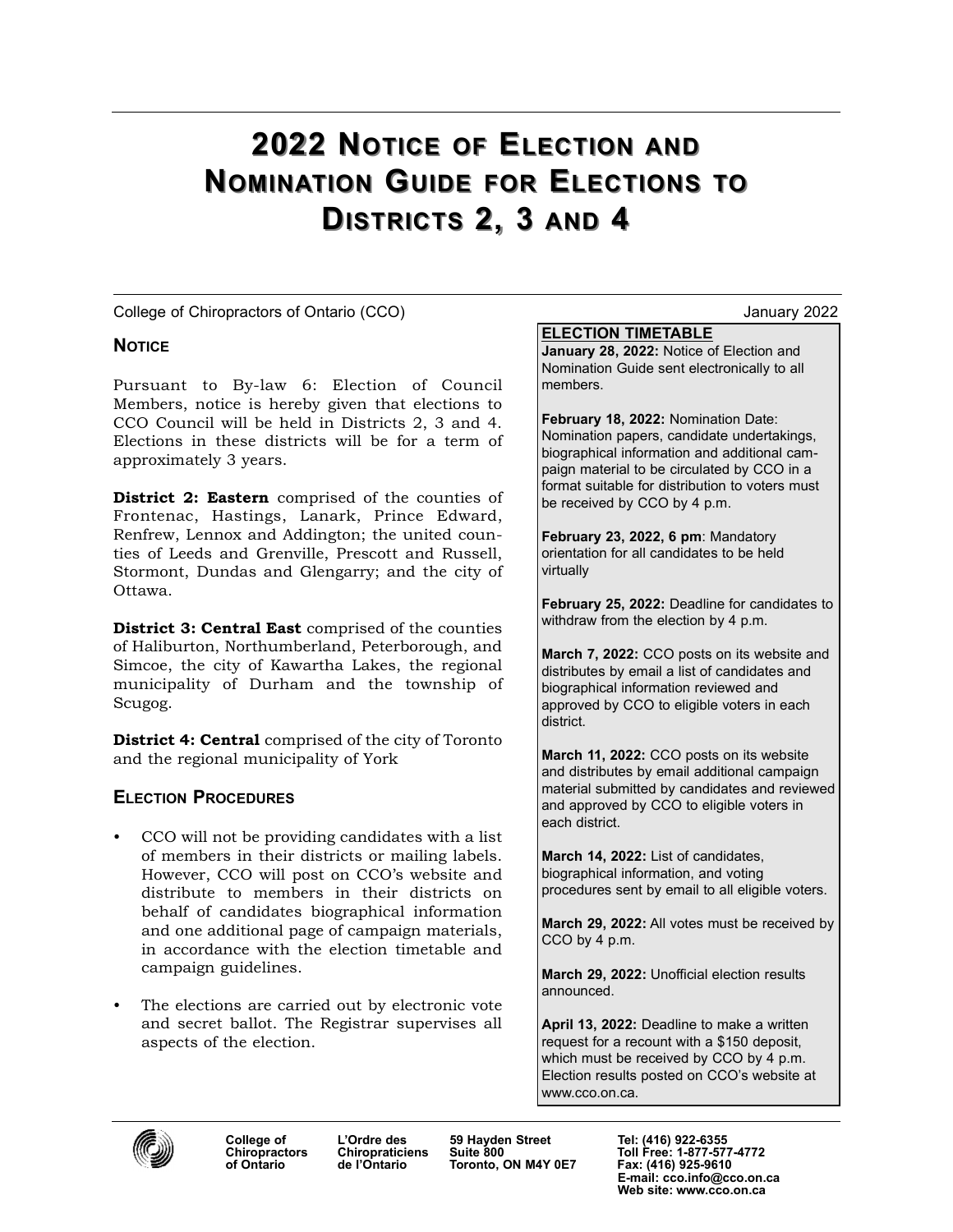# 2022 Notice of Election and Nomination Guide for Elections to Districts 2, 3 and 4

College of Chiropractors of Ontario (CCO) January 2022

## Notice

Pursuant to By-law 6: Election of Council Members, notice is hereby given that elections to CCO Council will be held in Districts 2, 3 and 4. Elections in these districts will be for a term of approximately 3 years.

**District 2: Eastern** comprised of the counties of Frontenac, Hastings, Lanark, Prince Edward, Renfrew, Lennox and Addington; the united counties of Leeds and Grenville, Prescott and Russell, Stormont, Dundas and Glengarry; and the city of Ottawa.

**District 3: Central East** comprised of the counties of Haliburton, Northumberland, Peterborough, and Simcoe, the city of Kawartha Lakes, the regional municipality of Durham and the township of Scugog.

**District 4: Central** comprised of the city of Toronto and the regional municipality of York

## Election Procedures

- CCO will not be providing candidates with a list of members in their districts or mailing labels. However, CCO will post on CCO's website and distribute to members in their districts on behalf of candidates biographical information and one additional page of campaign materials, in accordance with the election timetable and campaign guidelines.
- The elections are carried out by electronic vote and secret ballot. The Registrar supervises all aspects of the election.

**ELECTION TIMETABLE**

**January 28, 2022:** Notice of Election and Nomination Guide sent electronically to all members.

**February 18, 2022:** Nomination Date: Nomination papers, candidate undertakings, biographical information and additional campaign material to be circulated by CCO in a format suitable for distribution to voters must be received by CCO by 4 p.m.

**February 23, 2022, 6 pm**: Mandatory orientation for all candidates to be held virtually

**February 25, 2022:** Deadline for candidates to withdraw from the election by 4 p.m.

**March 7, 2022:** CCO posts on its website and distributes by email a list of candidates and biographical information reviewed and approved by CCO to eligible voters in each district.

**March 11, 2022:** CCO posts on its website and distributes by email additional campaign material submitted by candidates and reviewed and approved by CCO to eligible voters in each district.

**March 14, 2022:** List of candidates, biographical information, and voting procedures sent by email to all eligible voters.

**March 29, 2022:** All votes must be received by CCO by 4 p.m.

**March 29, 2022:** Unofficial election results announced.

**April 13, 2022:** Deadline to make a written request for a recount with a $150 deposit, which must be received by CCO by 4 p.m. Election results posted on CCO's website at www.cco.on.ca.

**College of Chiropractors of Ontario** | **L'Ordre des Chiropraticiens de l'Ontario** | **59 Hayden Street, Suite 800, Toronto, ON M4Y 0E7** | **Tel: (416) 922-6355, Toll Free: 1-877-577-4772, Fax: (416) 925-9610, E-mail: cco.info@cco.on.ca, Web site: www.cco.on.ca**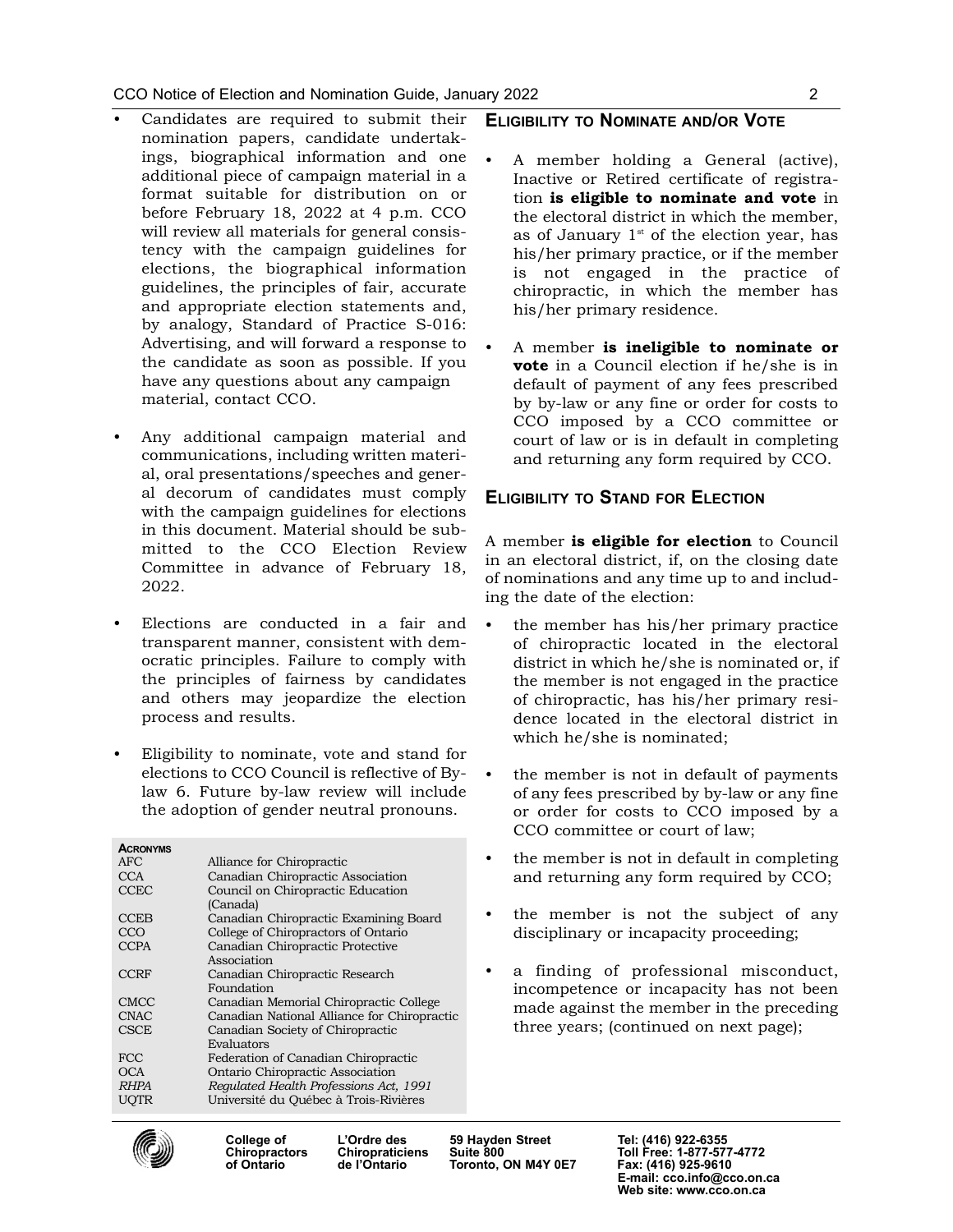- Candidates are required to submit their nomination papers, candidate undertakings, biographical information and one additional piece of campaign material in a format suitable for distribution on or before February 18, 2022 at 4 p.m. CCO will review all materials for general consistency with the campaign guidelines for elections, the biographical information guidelines, the principles of fair, accurate and appropriate election statements and, by analogy, Standard of Practice S-016: Advertising, and will forward a response to the candidate as soon as possible. If you have any questions about any campaign material, contact CCO.

- Any additional campaign material and communications, including written material, oral presentations/speeches and general decorum of candidates must comply with the campaign guidelines for elections in this document. Material should be submitted to the CCO Election Review Committee in advance of February 18, 2022.

- Elections are conducted in a fair and transparent manner, consistent with democratic principles. Failure to comply with the principles of fairness by candidates and others may jeopardize the election process and results.

- Eligibility to nominate, vote and stand for elections to CCO Council is reflective of By-law 6. Future by-law review will include the adoption of gender neutral pronouns.

| **Acronyms** | |
|---|---|
| AFC | Alliance for Chiropractic |
| CCA | Canadian Chiropractic Association |
| CCEC | Council on Chiropractic Education (Canada) |
| CCEB | Canadian Chiropractic Examining Board |
| CCO | College of Chiropractors of Ontario |
| CCPA | Canadian Chiropractic Protective Association |
| CCRF | Canadian Chiropractic Research Foundation |
| CMCC | Canadian Memorial Chiropractic College |
| CNAC | Canadian National Alliance for Chiropractic |
| CSCE | Canadian Society of Chiropractic Evaluators |
| FCC | Federation of Canadian Chiropractic |
| OCA | Ontario Chiropractic Association |
| *RHPA* | *Regulated Health Professions Act, 1991* |
| UQTR | Université du Québec à Trois-Rivières |

## Eligibility to Nominate and/or Vote

- A member holding a General (active), Inactive or Retired certificate of registration **is eligible to nominate and vote** in the electoral district in which the member, as of January 1st of the election year, has his/her primary practice, or if the member is not engaged in the practice of chiropractic, in which the member has his/her primary residence.

- A member **is ineligible to nominate or vote** in a Council election if he/she is in default of payment of any fees prescribed by by-law or any fine or order for costs to CCO imposed by a CCO committee or court of law or is in default in completing and returning any form required by CCO.

## Eligibility to Stand for Election

A member **is eligible for election** to Council in an electoral district, if, on the closing date of nominations and any time up to and including the date of the election:

- the member has his/her primary practice of chiropractic located in the electoral district in which he/she is nominated or, if the member is not engaged in the practice of chiropractic, has his/her primary residence located in the electoral district in which he/she is nominated;

- the member is not in default of payments of any fees prescribed by by-law or any fine or order for costs to CCO imposed by a CCO committee or court of law;

- the member is not in default in completing and returning any form required by CCO;

- the member is not the subject of any disciplinary or incapacity proceeding;

- a finding of professional misconduct, incompetence or incapacity has not been made against the member in the preceding three years; (continued on next page);

College of Chiropractors of Ontario | L'Ordre des Chiropraticiens de l'Ontario | 59 Hayden Street Suite 800 Toronto, ON M4Y 0E7 | Tel: (416) 922-6355 Toll Free: 1-877-577-4772 Fax: (416) 925-9610 E-mail: cco.info@cco.on.ca Web site: www.cco.on.ca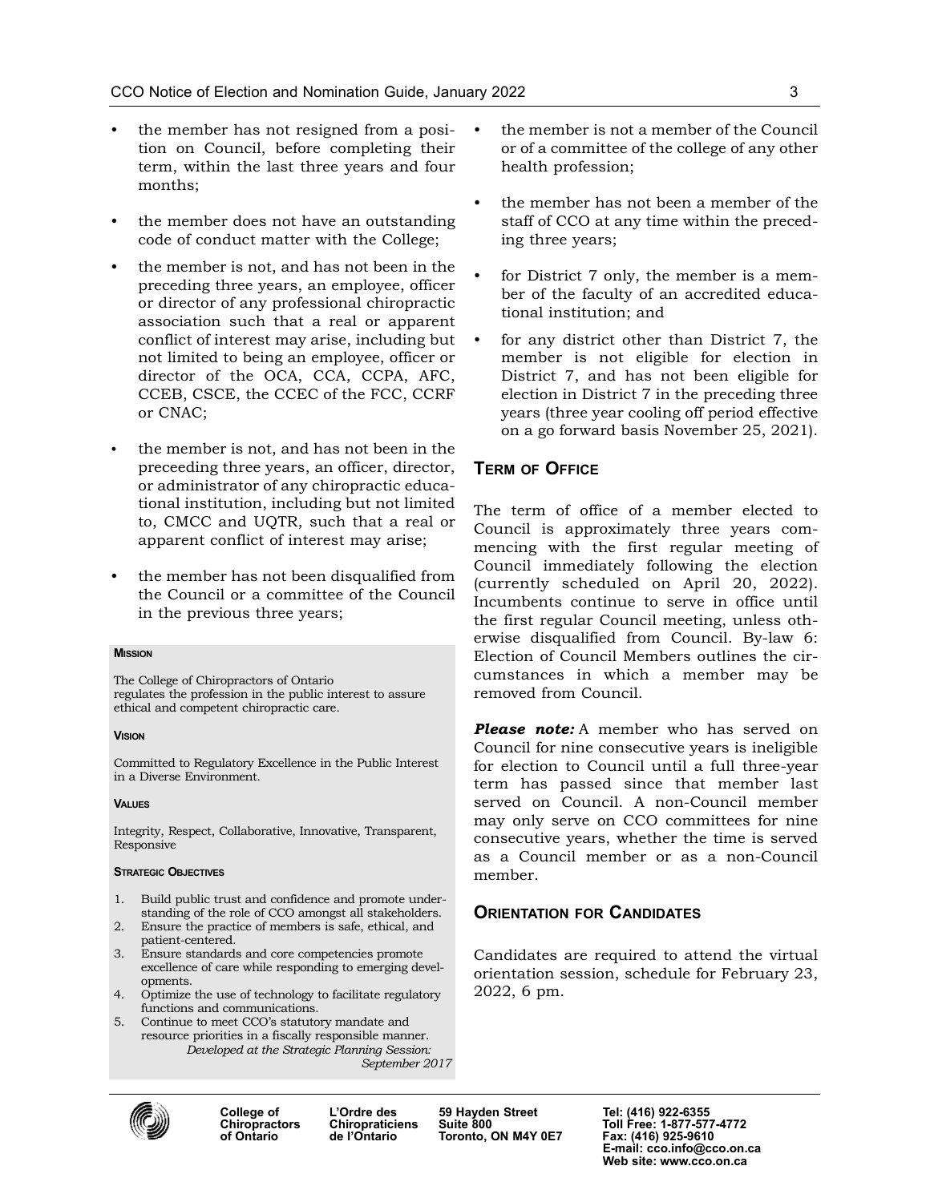- the member has not resigned from a position on Council, before completing their term, within the last three years and four months;
- the member does not have an outstanding code of conduct matter with the College;
- the member is not, and has not been in the preceding three years, an employee, officer or director of any professional chiropractic association such that a real or apparent conflict of interest may arise, including but not limited to being an employee, officer or director of the OCA, CCA, CCPA, AFC, CCEB, CSCE, the CCEC of the FCC, CCRF or CNAC;
- the member is not, and has not been in the preceeding three years, an officer, director, or administrator of any chiropractic educational institution, including but not limited to, CMCC and UQTR, such that a real or apparent conflict of interest may arise;
- the member has not been disqualified from the Council or a committee of the Council in the previous three years;

##### Mission

The College of Chiropractors of Ontario regulates the profession in the public interest to assure ethical and competent chiropractic care.

##### Vision

Committed to Regulatory Excellence in the Public Interest in a Diverse Environment.

##### Values

Integrity, Respect, Collaborative, Innovative, Transparent, Responsive

##### Strategic Objectives

1. Build public trust and confidence and promote understanding of the role of CCO amongst all stakeholders.
2. Ensure the practice of members is safe, ethical, and patient-centered.
3. Ensure standards and core competencies promote excellence of care while responding to emerging developments.
4. Optimize the use of technology to facilitate regulatory functions and communications.
5. Continue to meet CCO's statutory mandate and resource priorities in a fiscally responsible manner.

*Developed at the Strategic Planning Session: September 2017*

- the member is not a member of the Council or of a committee of the college of any other health profession;
- the member has not been a member of the staff of CCO at any time within the preceding three years;
- for District 7 only, the member is a member of the faculty of an accredited educational institution; and
- for any district other than District 7, the member is not eligible for election in District 7, and has not been eligible for election in District 7 in the preceding three years (three year cooling off period effective on a go forward basis November 25, 2021).

## Term of Office

The term of office of a member elected to Council is approximately three years commencing with the first regular meeting of Council immediately following the election (currently scheduled on April 20, 2022). Incumbents continue to serve in office until the first regular Council meeting, unless otherwise disqualified from Council. By-law 6: Election of Council Members outlines the circumstances in which a member may be removed from Council.

***Please note:*** A member who has served on Council for nine consecutive years is ineligible for election to Council until a full three-year term has passed since that member last served on Council. A non-Council member may only serve on CCO committees for nine consecutive years, whether the time is served as a Council member or as a non-Council member.

## Orientation for Candidates

Candidates are required to attend the virtual orientation session, schedule for February 23, 2022, 6 pm.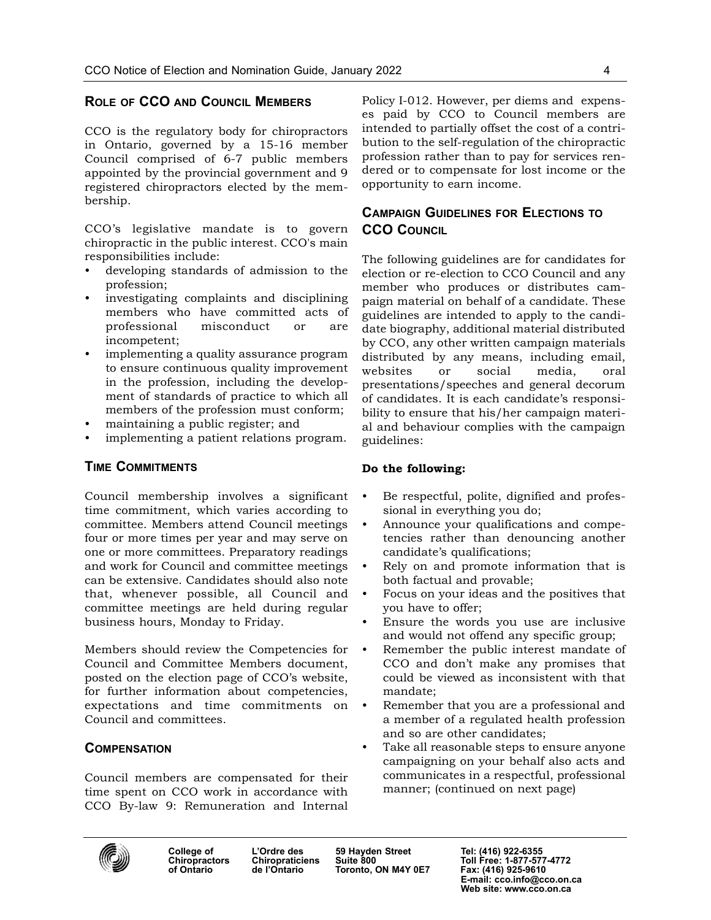## Role of CCO and Council Members

CCO is the regulatory body for chiropractors in Ontario, governed by a 15-16 member Council comprised of 6-7 public members appointed by the provincial government and 9 registered chiropractors elected by the membership.

CCO's legislative mandate is to govern chiropractic in the public interest. CCO's main responsibilities include:

- developing standards of admission to the profession;
- investigating complaints and disciplining members who have committed acts of professional misconduct or are incompetent;
- implementing a quality assurance program to ensure continuous quality improvement in the profession, including the development of standards of practice to which all members of the profession must conform;
- maintaining a public register; and
- implementing a patient relations program.

## Time Commitments

Council membership involves a significant time commitment, which varies according to committee. Members attend Council meetings four or more times per year and may serve on one or more committees. Preparatory readings and work for Council and committee meetings can be extensive. Candidates should also note that, whenever possible, all Council and committee meetings are held during regular business hours, Monday to Friday.

Members should review the Competencies for Council and Committee Members document, posted on the election page of CCO's website, for further information about competencies, expectations and time commitments on Council and committees.

## Compensation

Council members are compensated for their time spent on CCO work in accordance with CCO By-law 9: Remuneration and Internal Policy I-012. However, per diems and expenses paid by CCO to Council members are intended to partially offset the cost of a contribution to the self-regulation of the chiropractic profession rather than to pay for services rendered or to compensate for lost income or the opportunity to earn income.

## Campaign Guidelines for Elections to CCO Council

The following guidelines are for candidates for election or re-election to CCO Council and any member who produces or distributes campaign material on behalf of a candidate. These guidelines are intended to apply to the candidate biography, additional material distributed by CCO, any other written campaign materials distributed by any means, including email, websites or social media, oral presentations/speeches and general decorum of candidates. It is each candidate's responsibility to ensure that his/her campaign material and behaviour complies with the campaign guidelines:

**Do the following:**

- Be respectful, polite, dignified and professional in everything you do;
- Announce your qualifications and competencies rather than denouncing another candidate's qualifications;
- Rely on and promote information that is both factual and provable;
- Focus on your ideas and the positives that you have to offer;
- Ensure the words you use are inclusive and would not offend any specific group;
- Remember the public interest mandate of CCO and don't make any promises that could be viewed as inconsistent with that mandate;
- Remember that you are a professional and a member of a regulated health profession and so are other candidates;
- Take all reasonable steps to ensure anyone campaigning on your behalf also acts and communicates in a respectful, professional manner; (continued on next page)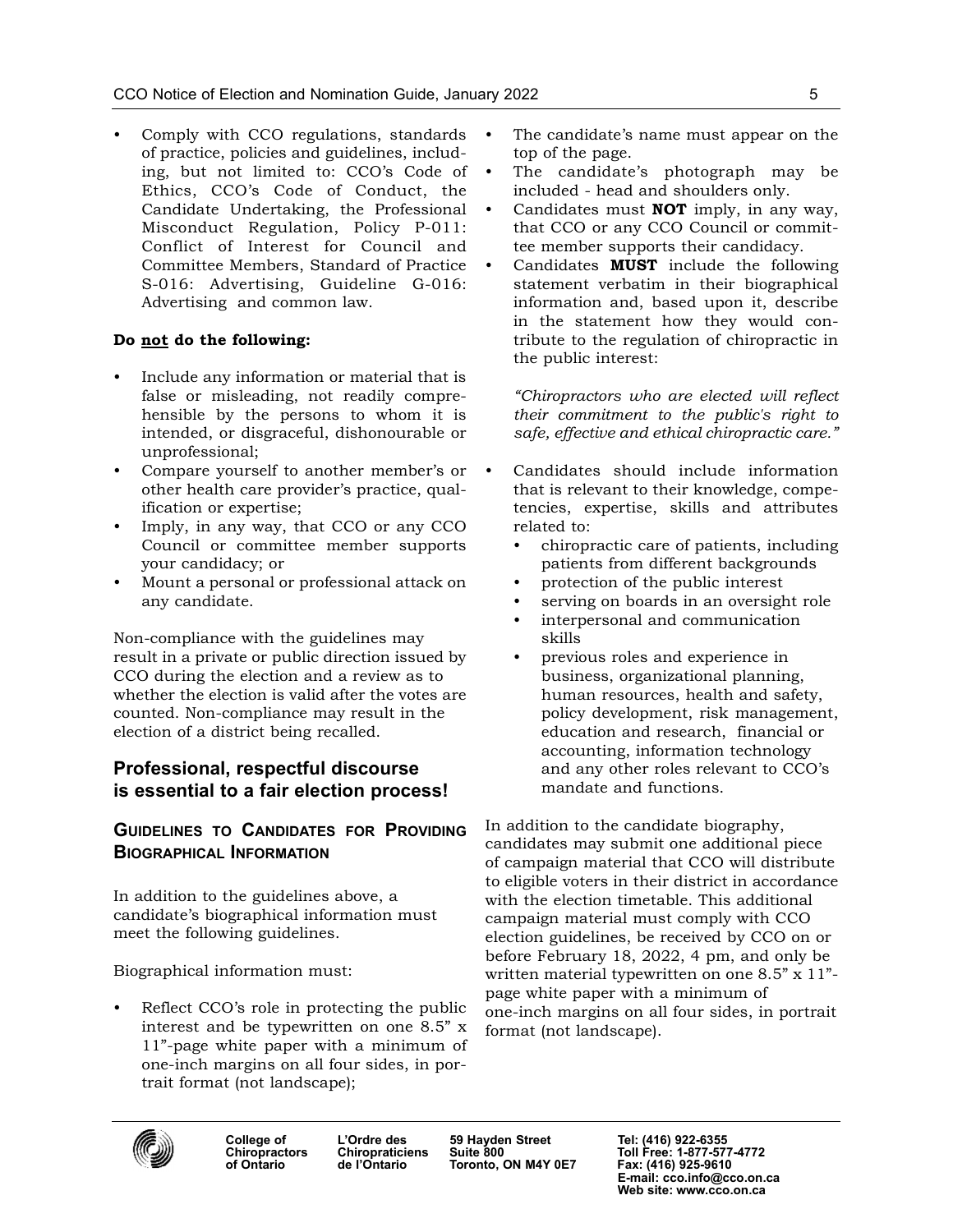- Comply with CCO regulations, standards of practice, policies and guidelines, including, but not limited to: CCO's Code of Ethics, CCO's Code of Conduct, the Candidate Undertaking, the Professional Misconduct Regulation, Policy P-011: Conflict of Interest for Council and Committee Members, Standard of Practice S-016: Advertising, Guideline G-016: Advertising and common law.

**Do <u>not</u> do the following:**

- Include any information or material that is false or misleading, not readily comprehensible by the persons to whom it is intended, or disgraceful, dishonourable or unprofessional;
- Compare yourself to another member's or other health care provider's practice, qualification or expertise;
- Imply, in any way, that CCO or any CCO Council or committee member supports your candidacy; or
- Mount a personal or professional attack on any candidate.

Non-compliance with the guidelines may result in a private or public direction issued by CCO during the election and a review as to whether the election is valid after the votes are counted. Non-compliance may result in the election of a district being recalled.

## Professional, respectful discourse is essential to a fair election process!

### Guidelines to Candidates for Providing Biographical Information

In addition to the guidelines above, a candidate's biographical information must meet the following guidelines.

Biographical information must:

- Reflect CCO's role in protecting the public interest and be typewritten on one 8.5" x 11"-page white paper with a minimum of one-inch margins on all four sides, in portrait format (not landscape);
- The candidate's name must appear on the top of the page.
- The candidate's photograph may be included - head and shoulders only.
- Candidates must **NOT** imply, in any way, that CCO or any CCO Council or committee member supports their candidacy.
- Candidates **MUST** include the following statement verbatim in their biographical information and, based upon it, describe in the statement how they would contribute to the regulation of chiropractic in the public interest:

  *"Chiropractors who are elected will reflect their commitment to the public's right to safe, effective and ethical chiropractic care."*

- Candidates should include information that is relevant to their knowledge, competencies, expertise, skills and attributes related to:
  - chiropractic care of patients, including patients from different backgrounds
  - protection of the public interest
  - serving on boards in an oversight role
  - interpersonal and communication skills
  - previous roles and experience in business, organizational planning, human resources, health and safety, policy development, risk management, education and research, financial or accounting, information technology and any other roles relevant to CCO's mandate and functions.

In addition to the candidate biography, candidates may submit one additional piece of campaign material that CCO will distribute to eligible voters in their district in accordance with the election timetable. This additional campaign material must comply with CCO election guidelines, be received by CCO on or before February 18, 2022, 4 pm, and only be written material typewritten on one 8.5" x 11"-page white paper with a minimum of one-inch margins on all four sides, in portrait format (not landscape).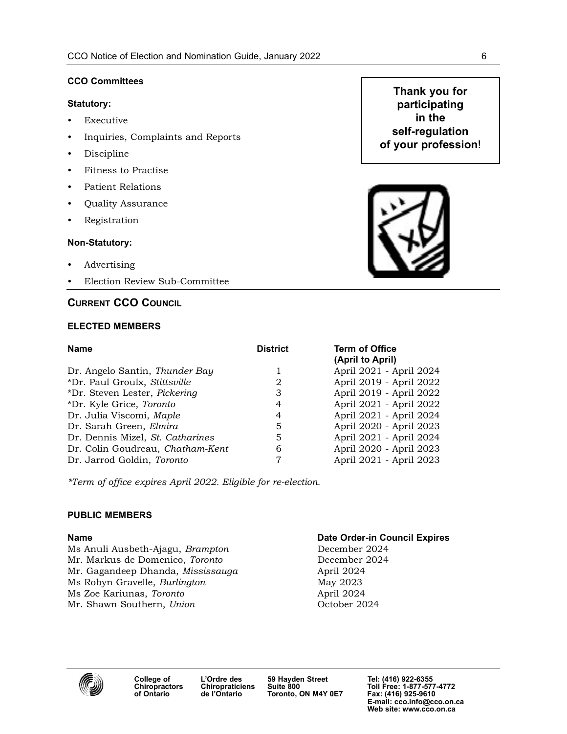**CCO Committees**

**Statutory:**

- Executive
- Inquiries, Complaints and Reports
- Discipline
- Fitness to Practise
- Patient Relations
- Quality Assurance
- Registration

**Non-Statutory:**

- Advertising
- Election Review Sub-Committee

**Thank you for participating in the self-regulation of your profession!**

## CURRENT CCO COUNCIL

### ELECTED MEMBERS

| Name | District | Term of Office (April to April) |
|---|---|---|
| Dr. Angelo Santin, *Thunder Bay* | 1 | April 2021 - April 2024 |
| *Dr. Paul Groulx, *Stittsville* | 2 | April 2019 - April 2022 |
| *Dr. Steven Lester, *Pickering* | 3 | April 2019 - April 2022 |
| *Dr. Kyle Grice, *Toronto* | 4 | April 2021 - April 2022 |
| Dr. Julia Viscomi, *Maple* | 4 | April 2021 - April 2024 |
| Dr. Sarah Green, *Elmira* | 5 | April 2020 - April 2023 |
| Dr. Dennis Mizel, *St. Catharines* | 5 | April 2021 - April 2024 |
| Dr. Colin Goudreau, *Chatham-Kent* | 6 | April 2020 - April 2023 |
| Dr. Jarrod Goldin, *Toronto* | 7 | April 2021 - April 2023 |

*\*Term of office expires April 2022. Eligible for re-election.*

### PUBLIC MEMBERS

| Name | Date Order-in Council Expires |
|---|---|
| Ms Anuli Ausbeth-Ajagu, *Brampton* | December 2024 |
| Mr. Markus de Domenico, *Toronto* | December 2024 |
| Mr. Gagandeep Dhanda, *Mississauga* | April 2024 |
| Ms Robyn Gravelle, *Burlington* | May 2023 |
| Ms Zoe Kariunas, *Toronto* | April 2024 |
| Mr. Shawn Southern, *Union* | October 2024 |

College of Chiropractors of Ontario | L'Ordre des Chiropraticiens de l'Ontario | 59 Hayden Street Suite 800 Toronto, ON M4Y 0E7 | Tel: (416) 922-6355 Toll Free: 1-877-577-4772 Fax: (416) 925-9610 E-mail: cco.info@cco.on.ca Web site: www.cco.on.ca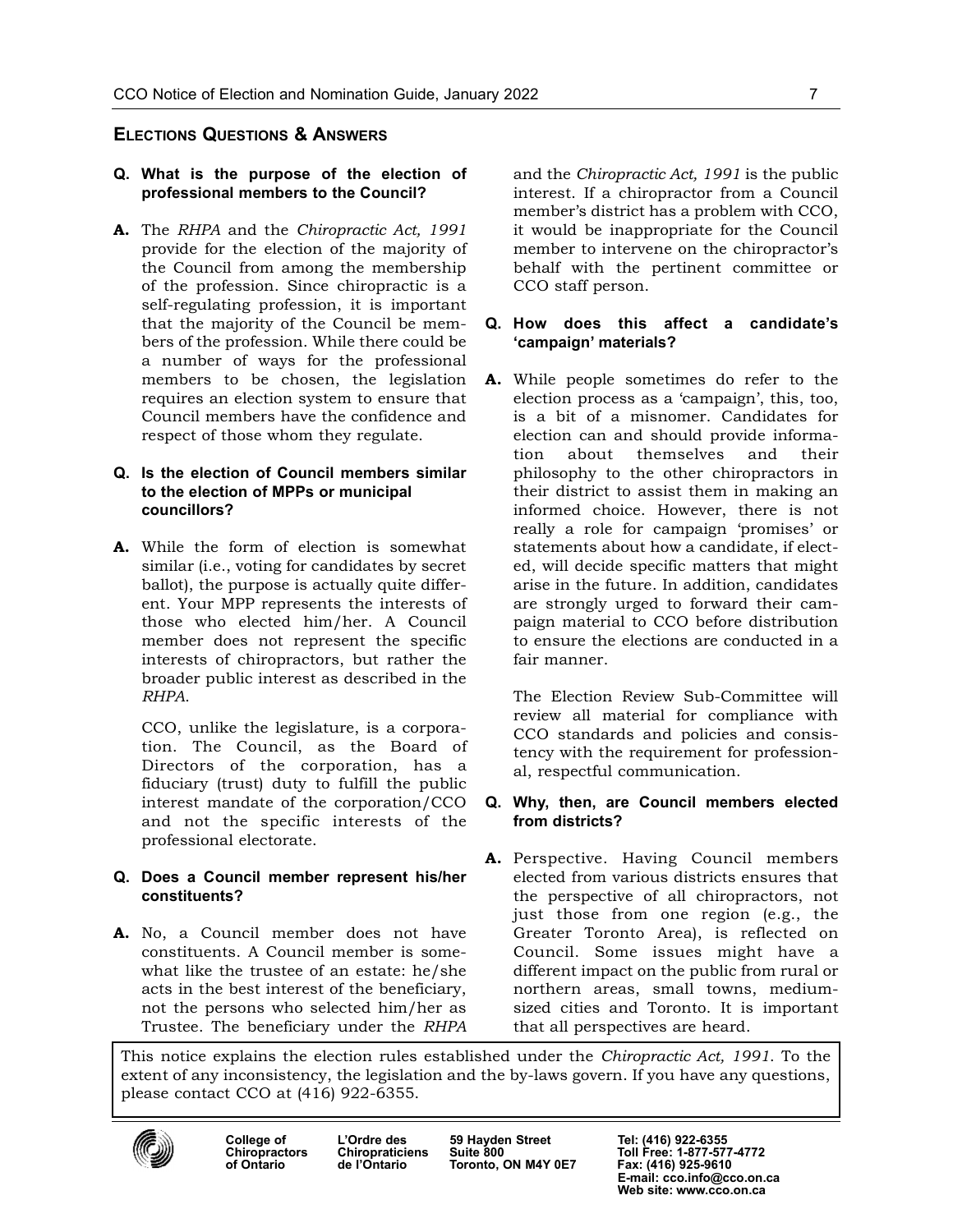## Elections Questions & Answers

**Q. What is the purpose of the election of professional members to the Council?**

**A.** The *RHPA* and the *Chiropractic Act, 1991* provide for the election of the majority of the Council from among the membership of the profession. Since chiropractic is a self-regulating profession, it is important that the majority of the Council be members of the profession. While there could be a number of ways for the professional members to be chosen, the legislation requires an election system to ensure that Council members have the confidence and respect of those whom they regulate.

**Q. Is the election of Council members similar to the election of MPPs or municipal councillors?**

**A.** While the form of election is somewhat similar (i.e., voting for candidates by secret ballot), the purpose is actually quite different. Your MPP represents the interests of those who elected him/her. A Council member does not represent the specific interests of chiropractors, but rather the broader public interest as described in the *RHPA*.

CCO, unlike the legislature, is a corporation. The Council, as the Board of Directors of the corporation, has a fiduciary (trust) duty to fulfill the public interest mandate of the corporation/CCO and not the specific interests of the professional electorate.

**Q. Does a Council member represent his/her constituents?**

**A.** No, a Council member does not have constituents. A Council member is somewhat like the trustee of an estate: he/she acts in the best interest of the beneficiary, not the persons who selected him/her as Trustee. The beneficiary under the *RHPA* and the *Chiropractic Act, 1991* is the public interest. If a chiropractor from a Council member's district has a problem with CCO, it would be inappropriate for the Council member to intervene on the chiropractor's behalf with the pertinent committee or CCO staff person.

**Q. How does this affect a candidate's 'campaign' materials?**

**A.** While people sometimes do refer to the election process as a 'campaign', this, too, is a bit of a misnomer. Candidates for election can and should provide information about themselves and their philosophy to the other chiropractors in their district to assist them in making an informed choice. However, there is not really a role for campaign 'promises' or statements about how a candidate, if elected, will decide specific matters that might arise in the future. In addition, candidates are strongly urged to forward their campaign material to CCO before distribution to ensure the elections are conducted in a fair manner.

The Election Review Sub-Committee will review all material for compliance with CCO standards and policies and consistency with the requirement for professional, respectful communication.

**Q. Why, then, are Council members elected from districts?**

**A.** Perspective. Having Council members elected from various districts ensures that the perspective of all chiropractors, not just those from one region (e.g., the Greater Toronto Area), is reflected on Council. Some issues might have a different impact on the public from rural or northern areas, small towns, medium-sized cities and Toronto. It is important that all perspectives are heard.

This notice explains the election rules established under the *Chiropractic Act, 1991*. To the extent of any inconsistency, the legislation and the by-laws govern. If you have any questions, please contact CCO at (416) 922-6355.

**College of Chiropractors of Ontario** | **L'Ordre des Chiropraticiens de l'Ontario** | **59 Hayden Street, Suite 800, Toronto, ON M4Y 0E7** | **Tel: (416) 922-6355, Toll Free: 1-877-577-4772, Fax: (416) 925-9610, E-mail: cco.info@cco.on.ca, Web site: www.cco.on.ca**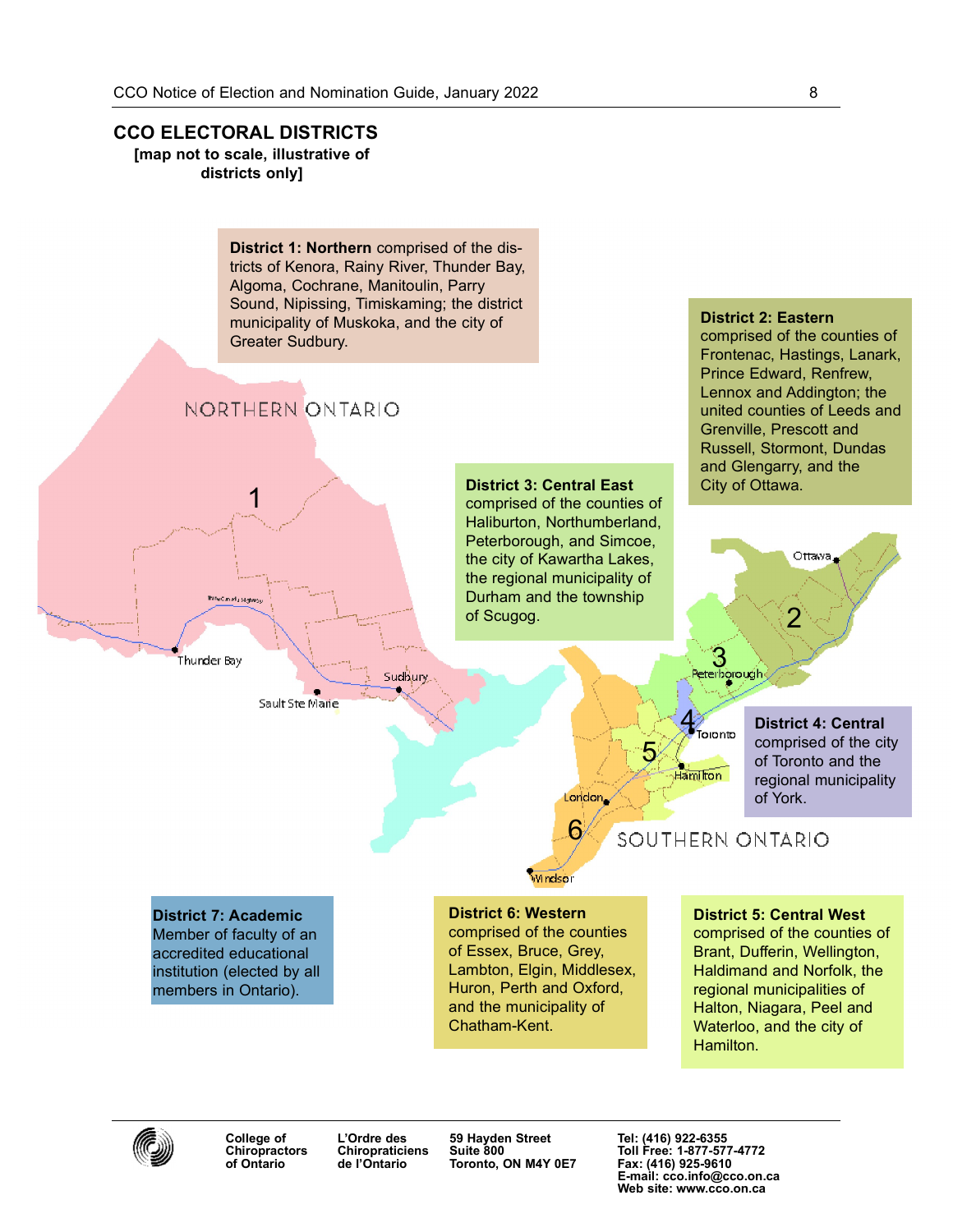## CCO ELECTORAL DISTRICTS

**[map not to scale, illustrative of districts only]**

**District 1: Northern** comprised of the districts of Kenora, Rainy River, Thunder Bay, Algoma, Cochrane, Manitoulin, Parry Sound, Nipissing, Timiskaming; the district municipality of Muskoka, and the city of Greater Sudbury.

**District 2: Eastern** comprised of the counties of Frontenac, Hastings, Lanark, Prince Edward, Renfrew, Lennox and Addington; the united counties of Leeds and Grenville, Prescott and Russell, Stormont, Dundas and Glengarry, and the City of Ottawa.

**District 3: Central East** comprised of the counties of Haliburton, Northumberland, Peterborough, and Simcoe, the city of Kawartha Lakes, the regional municipality of Durham and the township of Scugog.

**District 4: Central** comprised of the city of Toronto and the regional municipality of York.

NORTHERN ONTARIO

1

2

3

4

5

6

Thunder Bay

Sault Ste Marie

Sudbury

Ottawa

Peterborough

Toronto

Hamilton

London

Windsor

SOUTHERN ONTARIO

**District 7: Academic** Member of faculty of an accredited educational institution (elected by all members in Ontario).

**District 6: Western** comprised of the counties of Essex, Bruce, Grey, Lambton, Elgin, Middlesex, Huron, Perth and Oxford, and the municipality of Chatham-Kent.

**District 5: Central West** comprised of the counties of Brant, Dufferin, Wellington, Haldimand and Norfolk, the regional municipalities of Halton, Niagara, Peel and Waterloo, and the city of Hamilton.

**College of Chiropractors of Ontario** | **L'Ordre des Chiropraticiens de l'Ontario** | **59 Hayden Street Suite 800 Toronto, ON M4Y 0E7** | **Tel: (416) 922-6355 Toll Free: 1-877-577-4772 Fax: (416) 925-9610 E-mail: cco.info@cco.on.ca Web site: www.cco.on.ca**